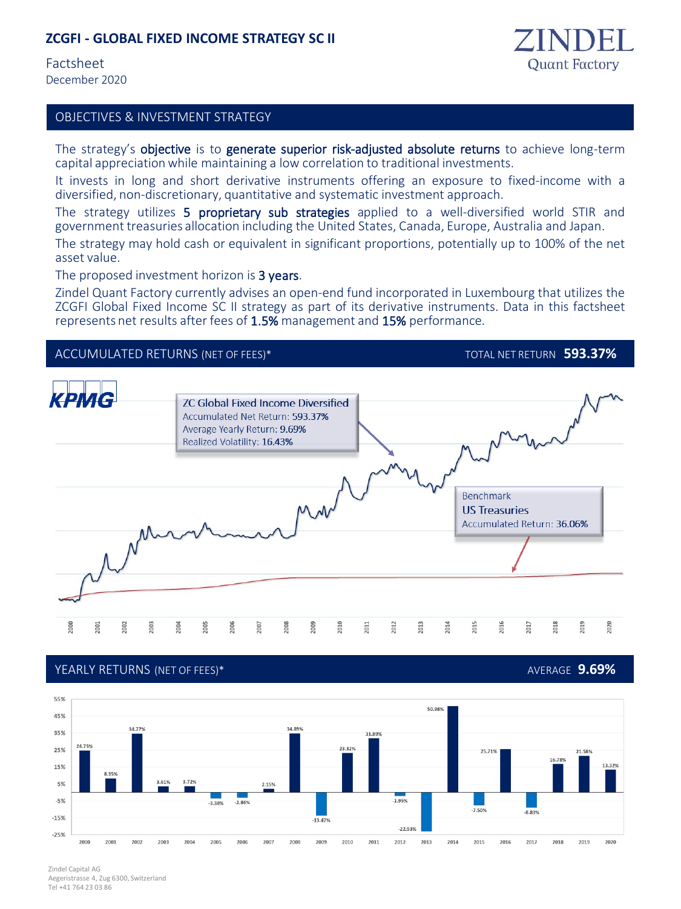# ZCGFI - GLOBAL FIXED INCOME STRATEGY SC II

Factsheet
December 2020

ZINDEL
Quant Factory

## OBJECTIVES & INVESTMENT STRATEGY

The strategy's **objective** is to **generate superior risk-adjusted absolute returns** to achieve long-term capital appreciation while maintaining a low correlation to traditional investments.

It invests in long and short derivative instruments offering an exposure to fixed-income with a diversified, non-discretionary, quantitative and systematic investment approach.

The strategy utilizes **5 proprietary sub strategies** applied to a well-diversified world STIR and government treasuries allocation including the United States, Canada, Europe, Australia and Japan.

The strategy may hold cash or equivalent in significant proportions, potentially up to 100% of the net asset value.

The proposed investment horizon is **3 years**.

Zindel Quant Factory currently advises an open-end fund incorporated in Luxembourg that utilizes the ZCGFI Global Fixed Income SC II strategy as part of its derivative instruments. Data in this factsheet represents net results after fees of **1.5%** management and **15%** performance.

## ACCUMULATED RETURNS (NET OF FEES)*

TOTAL NET RETURN **593.37%**

KPMG

**ZC Global Fixed Income Diversified**
Accumulated Net Return: 593.37%
Average Yearly Return: 9.69%
Realized Volatility: 16.43%

**Benchmark**
US Treasuries
Accumulated Return: 36.06%

## YEARLY RETURNS (NET OF FEES)*

AVERAGE **9.69%**

| Year | Return |
|---|---|
| 2000 | 24.75% |
| 2001 | 8.35% |
| 2002 | 34.77% |
| 2003 | 3.61% |
| 2004 | 3.72% |
| 2005 | -3.38% |
| 2006 | -2.86% |
| 2007 | 2.15% |
| 2008 | 34.89% |
| 2009 | -13.47% |
| 2010 | 23.32% |
| 2011 | 31.89% |
| 2012 | -1.95% |
| 2013 | -22.93% |
| 2014 | 50.98% |
| 2015 | -7.50% |
| 2016 | 25.71% |
| 2017 | -8.83% |
| 2018 | 16.78% |
| 2019 | 21.58% |
| 2020 | 13.32% |

Zindel Capital AG
Aegeristrasse 4, Zug 6300, Switzerland
Tel +41 764 23 03 86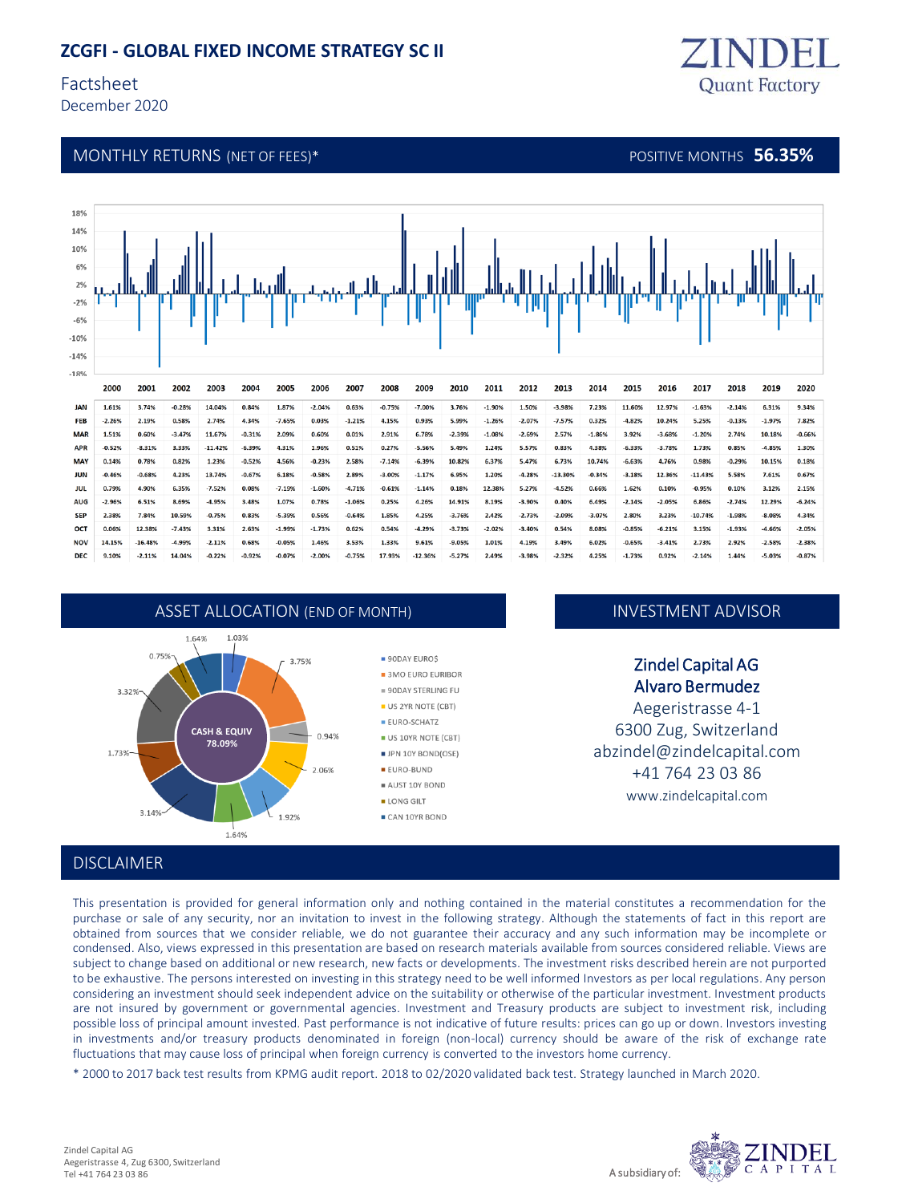# ZCGFI - GLOBAL FIXED INCOME STRATEGY SC II

Factsheet
December 2020

ZINDEL
Quant Factory

## MONTHLY RETURNS (NET OF FEES)*

POSITIVE MONTHS **56.35%**

18%
14%
10%
6%
2%
-2%
-6%
-10%
-14%
-18%

| | 2000 | 2001 | 2002 | 2003 | 2004 | 2005 | 2006 | 2007 | 2008 | 2009 | 2010 | 2011 | 2012 | 2013 | 2014 | 2015 | 2016 | 2017 | 2018 | 2019 | 2020 |
|---|---|---|---|---|---|---|---|---|---|---|---|---|---|---|---|---|---|---|---|---|---|
| JAN | 1.61% | 3.74% | -0.28% | 14.04% | 0.84% | 1.87% | -2.04% | 0.63% | -0.75% | -7.00% | 3.76% | -1.90% | 1.50% | -3.98% | 7.23% | 11.60% | 12.97% | -1.63% | -2.14% | 6.31% | 9.34% |
| FEB | -2.26% | 2.19% | 0.58% | 2.74% | 4.34% | -7.65% | 0.03% | -1.21% | 4.15% | 0.93% | 5.99% | -1.26% | -2.07% | -7.57% | 0.32% | -4.82% | 10.24% | 5.25% | -0.13% | -1.97% | 7.82% |
| MAR | 1.51% | 0.60% | -3.47% | 11.67% | -0.31% | 2.09% | 0.60% | 0.01% | 2.91% | 6.78% | -2.39% | -1.08% | -2.69% | 2.57% | -1.86% | 3.92% | -3.68% | -1.20% | 2.74% | 10.18% | -0.66% |
| APR | -0.52% | -8.31% | 3.33% | -11.42% | -6.39% | 4.31% | 1.96% | 0.51% | 0.27% | -5.56% | 5.49% | 1.24% | 5.57% | 0.83% | 4.38% | -6.33% | -3.78% | 1.73% | 0.85% | -4.85% | 1.30% |
| MAY | 0.14% | 0.78% | 0.82% | 1.23% | -0.52% | 4.56% | -0.23% | 2.58% | -7.14% | -6.39% | 10.82% | 6.37% | 5.47% | 6.73% | 10.74% | -6.63% | 4.76% | 0.98% | -0.29% | 10.15% | 0.18% |
| JUN | -0.46% | -0.68% | 4.23% | 13.74% | -0.67% | 6.18% | -0.58% | 2.89% | -3.00% | -1.17% | 6.95% | 1.20% | -4.28% | -13.30% | -0.34% | -3.18% | 12.36% | -11.43% | 5.58% | 7.61% | 0.67% |
| JUL | 0.79% | 4.90% | 6.35% | -7.52% | 0.08% | -7.19% | -1.60% | -4.71% | -0.61% | -1.14% | 0.18% | 12.38% | 5.27% | -4.52% | 0.66% | 1.62% | 0.10% | -0.95% | 0.10% | 3.12% | 2.15% |
| AUG | -2.96% | 6.51% | 8.69% | -4.95% | 3.48% | 1.07% | 0.78% | -1.06% | 0.25% | 4.26% | 14.91% | 8.19% | -3.90% | 0.40% | 6.49% | -2.14% | -2.05% | 6.86% | -2.74% | 12.29% | -6.24% |
| SEP | 2.38% | 7.84% | 10.59% | -0.75% | 0.83% | -5.39% | 0.56% | -0.64% | 1.85% | 4.25% | -3.76% | 2.42% | -2.73% | -2.09% | -3.07% | 2.80% | 3.23% | -10.74% | -1.98% | -8.08% | 4.34% |
| OCT | 0.06% | 12.38% | -7.43% | 3.31% | 2.63% | -1.99% | -1.73% | 0.62% | 0.54% | -4.29% | -3.73% | -2.02% | -3.40% | 0.54% | 8.08% | -0.85% | -6.21% | 3.15% | -1.93% | -4.66% | -2.05% |
| NOV | 14.15% | -16.48% | -4.99% | -2.11% | 0.68% | -0.05% | 1.46% | 3.53% | 1.33% | 9.61% | -9.05% | 1.01% | 4.19% | 3.49% | 6.02% | -0.65% | -3.41% | 2.73% | 2.92% | -2.58% | -2.38% |
| DEC | 9.10% | -2.11% | 14.04% | -0.22% | -0.92% | -0.07% | -2.00% | -0.75% | 17.93% | -12.36% | -5.27% | 2.49% | -3.98% | -2.32% | 4.25% | -1.73% | 0.92% | -2.14% | 1.44% | -5.03% | -0.87% |

## ASSET ALLOCATION (END OF MONTH)

CASH & EQUIV 78.09%

1.03%
3.75%
0.94%
2.06%
1.92%
1.64%
3.14%
1.73%
3.32%
0.75%
1.64%

- 90DAY EURO$
- 3MO EURO EURIBOR
- 90DAY STERLING FU
- US 2YR NOTE (CBT)
- EURO-SCHATZ
- US 10YR NOTE (CBT)
- JPN 10Y BOND(OSE)
- EURO-BUND
- AUST 10Y BOND
- LONG GILT
- CAN 10YR BOND

## INVESTMENT ADVISOR

Zindel Capital AG
Alvaro Bermudez
Aegeristrasse 4-1
6300 Zug, Switzerland
abzindel@zindelcapital.com
+41 764 23 03 86
www.zindelcapital.com

## DISCLAIMER

This presentation is provided for general information only and nothing contained in the material constitutes a recommendation for the purchase or sale of any security, nor an invitation to invest in the following strategy. Although the statements of fact in this report are obtained from sources that we consider reliable, we do not guarantee their accuracy and any such information may be incomplete or condensed. Also, views expressed in this presentation are based on research materials available from sources considered reliable. Views are subject to change based on additional or new research, new facts or developments. The investment risks described herein are not purported to be exhaustive. The persons interested on investing in this strategy need to be well informed Investors as per local regulations. Any person considering an investment should seek independent advice on the suitability or otherwise of the particular investment. Investment products are not insured by government or governmental agencies. Investment and Treasury products are subject to investment risk, including possible loss of principal amount invested. Past performance is not indicative of future results: prices can go up or down. Investors investing in investments and/or treasury products denominated in foreign (non-local) currency should be aware of the risk of exchange rate fluctuations that may cause loss of principal when foreign currency is converted to the investors home currency.

* 2000 to 2017 back test results from KPMG audit report. 2018 to 02/2020 validated back test. Strategy launched in March 2020.

Zindel Capital AG
Aegeristrasse 4, Zug 6300, Switzerland
Tel +41 764 23 03 86

A subsidiary of: ZINDEL CAPITAL